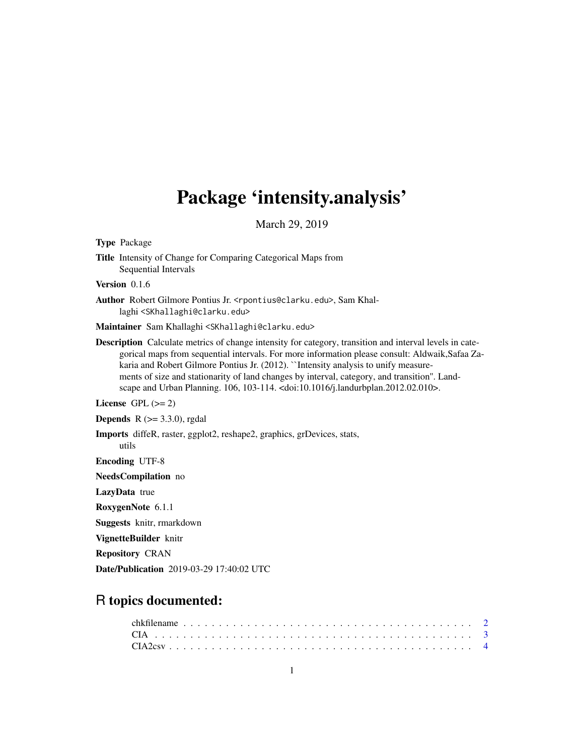# Package 'intensity.analysis'

March 29, 2019

**Type** Package

**Title** Intensity of Change for Comparing Categorical Maps from Sequential Intervals

**Version** 0.1.6

**Author** Robert Gilmore Pontius Jr. <rpontius@clarku.edu>, Sam Khallaghi <SKhallaghi@clarku.edu>

**Maintainer** Sam Khallaghi <SKhallaghi@clarku.edu>

**Description** Calculate metrics of change intensity for category, transition and interval levels in categorical maps from sequential intervals. For more information please consult: Aldwaik,Safaa Zakaria and Robert Gilmore Pontius Jr. (2012). ``Intensity analysis to unify measurements of size and stationarity of land changes by interval, category, and transition''. Landscape and Urban Planning. 106, 103-114. <doi:10.1016/j.landurbplan.2012.02.010>.

**License** GPL (>= 2)

**Depends** R (>= 3.3.0), rgdal

**Imports** diffeR, raster, ggplot2, reshape2, graphics, grDevices, stats, utils

**Encoding** UTF-8

**NeedsCompilation** no

**LazyData** true

**RoxygenNote** 6.1.1

**Suggests** knitr, rmarkdown

**VignetteBuilder** knitr

**Repository** CRAN

**Date/Publication** 2019-03-29 17:40:02 UTC

## R topics documented:

chkfilename . . . . . . . . . . . . . . . . . . . . . . . . . . . . . . . . . . . . . . . . 2
CIA . . . . . . . . . . . . . . . . . . . . . . . . . . . . . . . . . . . . . . . . . . . . 3
CIA2csv . . . . . . . . . . . . . . . . . . . . . . . . . . . . . . . . . . . . . . . . . . 4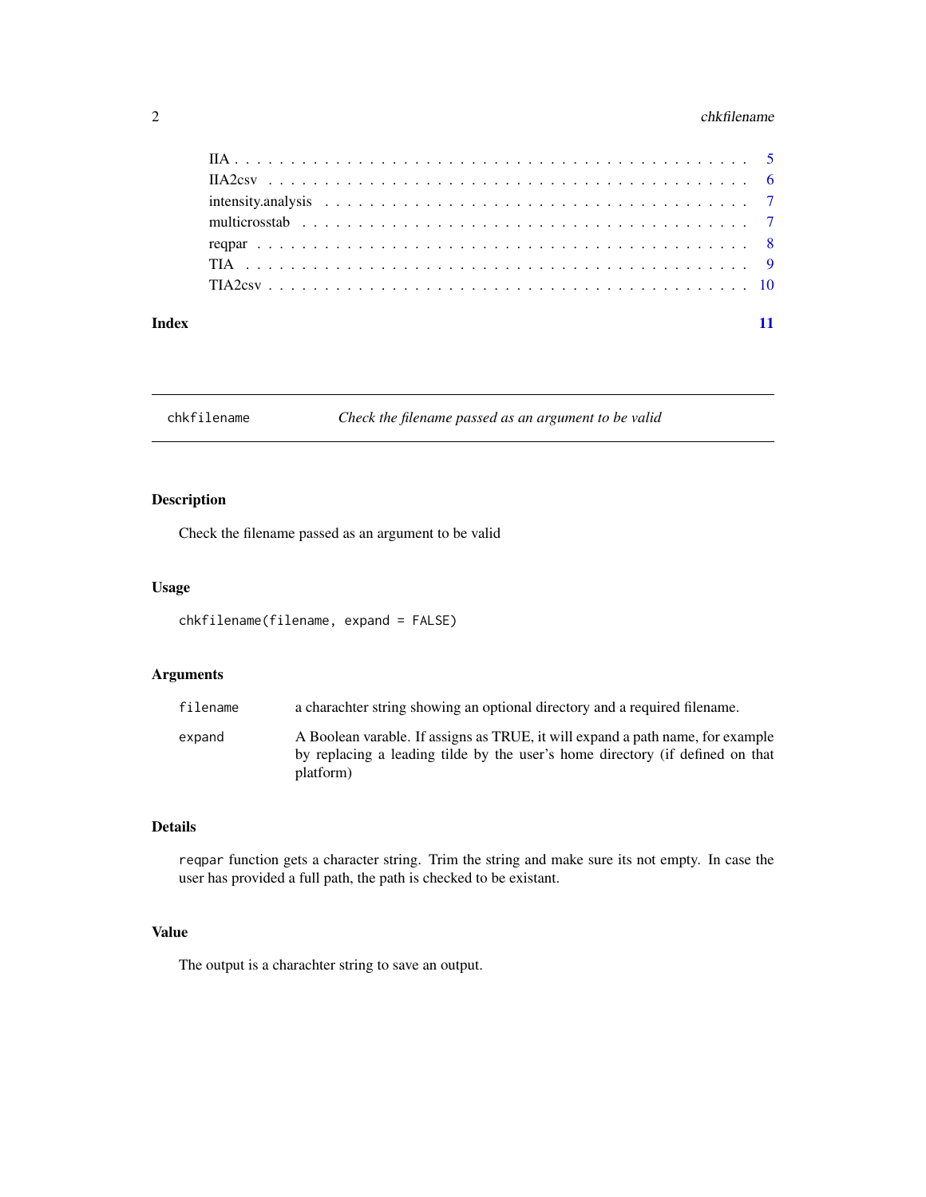| | |
|---|---|
| IIA | 5 |
| IIA2csv | 6 |
| intensity.analysis | 7 |
| multicrosstab | 7 |
| reqpar | 8 |
| TIA | 9 |
| TIA2csv | 10 |

**Index** **11**

---

## chkfilename *Check the filename passed as an argument to be valid*

---

### Description

Check the filename passed as an argument to be valid

### Usage

```
chkfilename(filename, expand = FALSE)
```

### Arguments

| | |
|---|---|
| `filename` | a charachter string showing an optional directory and a required filename. |
| `expand` | A Boolean varable. If assigns as TRUE, it will expand a path name, for example by replacing a leading tilde by the user's home directory (if defined on that platform) |

### Details

`reqpar` function gets a character string. Trim the string and make sure its not empty. In case the user has provided a full path, the path is checked to be existant.

### Value

The output is a charachter string to save an output.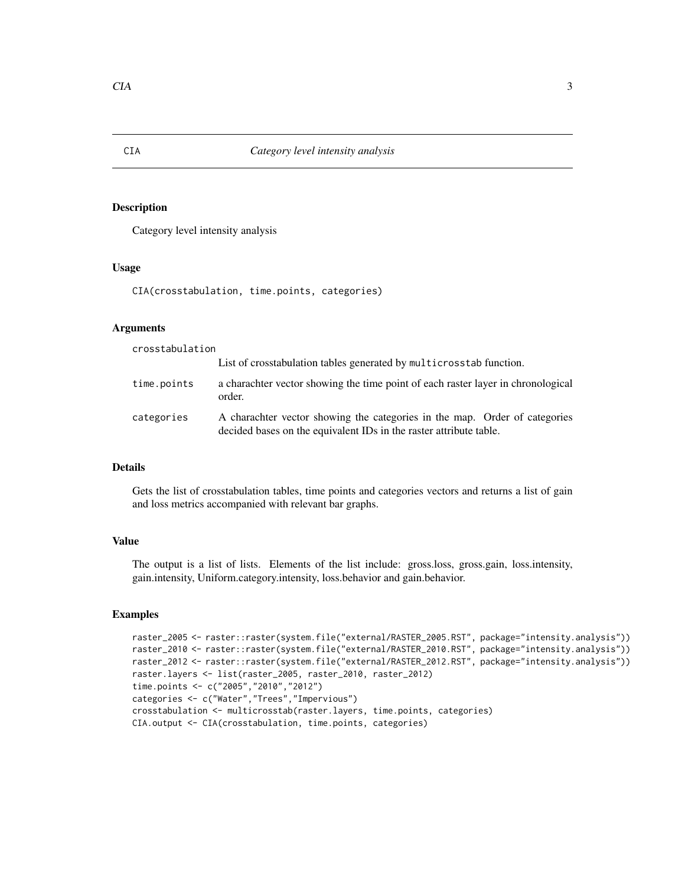# CIA — *Category level intensity analysis*

## Description

Category level intensity analysis

## Usage

```
CIA(crosstabulation, time.points, categories)
```

## Arguments

| Argument | Description |
|---|---|
| crosstabulation | List of crosstabulation tables generated by multicrosstab function. |
| time.points | a charachter vector showing the time point of each raster layer in chronological order. |
| categories | A charachter vector showing the categories in the map. Order of categories decided bases on the equivalent IDs in the raster attribute table. |

## Details

Gets the list of crosstabulation tables, time points and categories vectors and returns a list of gain and loss metrics accompanied with relevant bar graphs.

## Value

The output is a list of lists. Elements of the list include: gross.loss, gross.gain, loss.intensity, gain.intensity, Uniform.category.intensity, loss.behavior and gain.behavior.

## Examples

```
raster_2005 <- raster::raster(system.file("external/RASTER_2005.RST", package="intensity.analysis"))
raster_2010 <- raster::raster(system.file("external/RASTER_2010.RST", package="intensity.analysis"))
raster_2012 <- raster::raster(system.file("external/RASTER_2012.RST", package="intensity.analysis"))
raster.layers <- list(raster_2005, raster_2010, raster_2012)
time.points <- c("2005","2010","2012")
categories <- c("Water","Trees","Impervious")
crosstabulation <- multicrosstab(raster.layers, time.points, categories)
CIA.output <- CIA(crosstabulation, time.points, categories)
```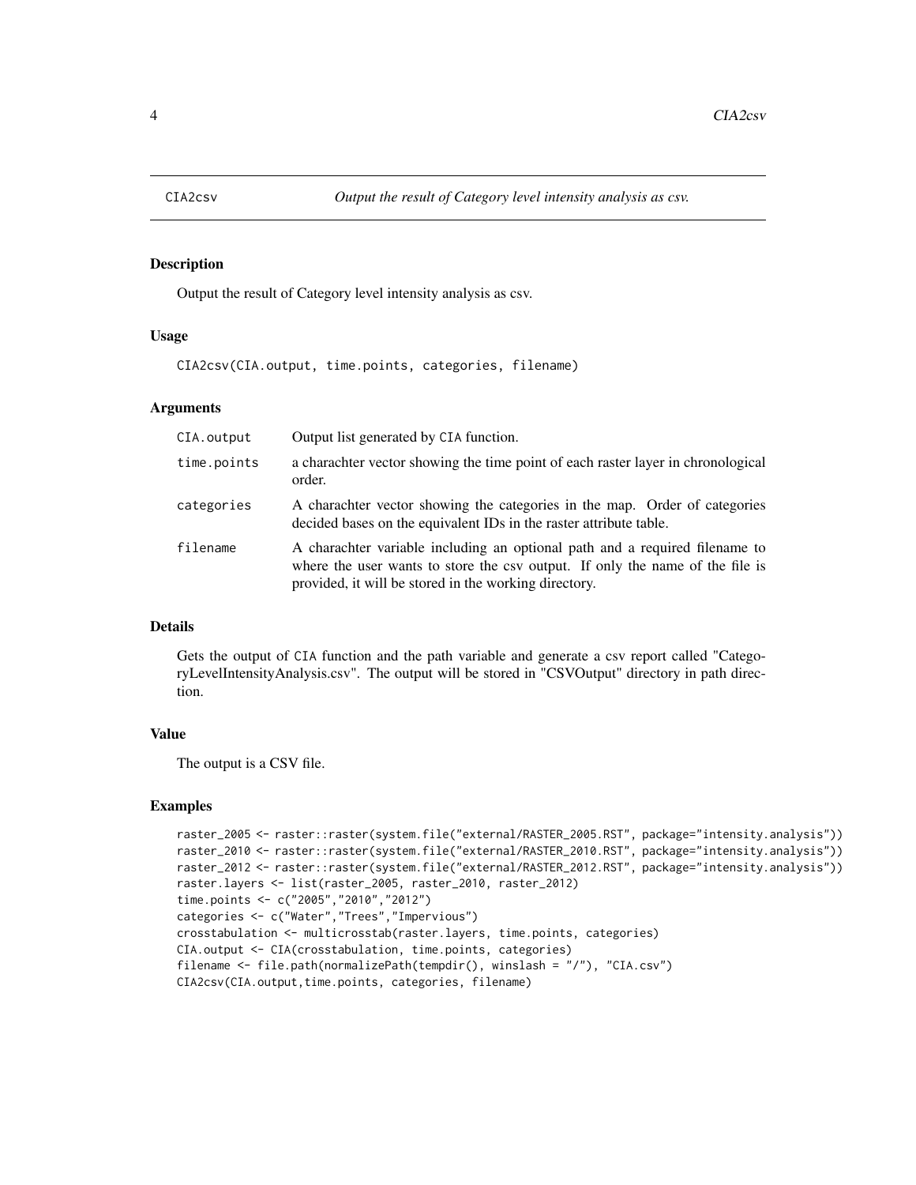# CIA2csv — *Output the result of Category level intensity analysis as csv.*

## Description

Output the result of Category level intensity analysis as csv.

## Usage

```
CIA2csv(CIA.output, time.points, categories, filename)
```

## Arguments

| | |
|---|---|
| CIA.output | Output list generated by CIA function. |
| time.points | a charachter vector showing the time point of each raster layer in chronological order. |
| categories | A charachter vector showing the categories in the map. Order of categories decided bases on the equivalent IDs in the raster attribute table. |
| filename | A charachter variable including an optional path and a required filename to where the user wants to store the csv output. If only the name of the file is provided, it will be stored in the working directory. |

## Details

Gets the output of CIA function and the path variable and generate a csv report called "CategoryLevelIntensityAnalysis.csv". The output will be stored in "CSVOutput" directory in path direction.

## Value

The output is a CSV file.

## Examples

```
raster_2005 <- raster::raster(system.file("external/RASTER_2005.RST", package="intensity.analysis"))
raster_2010 <- raster::raster(system.file("external/RASTER_2010.RST", package="intensity.analysis"))
raster_2012 <- raster::raster(system.file("external/RASTER_2012.RST", package="intensity.analysis"))
raster.layers <- list(raster_2005, raster_2010, raster_2012)
time.points <- c("2005","2010","2012")
categories <- c("Water","Trees","Impervious")
crosstabulation <- multicrosstab(raster.layers, time.points, categories)
CIA.output <- CIA(crosstabulation, time.points, categories)
filename <- file.path(normalizePath(tempdir(), winslash = "/"), "CIA.csv")
CIA2csv(CIA.output,time.points, categories, filename)
```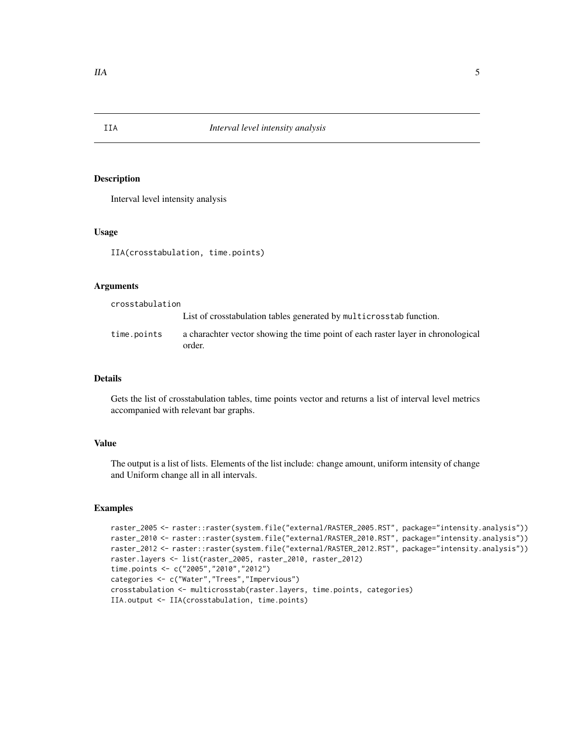# IA — *Interval level intensity analysis*

## Description

Interval level intensity analysis

## Usage

```
IIA(crosstabulation, time.points)
```

## Arguments

| | |
|---|---|
| crosstabulation | List of crosstabulation tables generated by multicrosstab function. |
| time.points | a charachter vector showing the time point of each raster layer in chronological order. |

## Details

Gets the list of crosstabulation tables, time points vector and returns a list of interval level metrics accompanied with relevant bar graphs.

## Value

The output is a list of lists. Elements of the list include: change amount, uniform intensity of change and Uniform change all in all intervals.

## Examples

```
raster_2005 <- raster::raster(system.file("external/RASTER_2005.RST", package="intensity.analysis"))
raster_2010 <- raster::raster(system.file("external/RASTER_2010.RST", package="intensity.analysis"))
raster_2012 <- raster::raster(system.file("external/RASTER_2012.RST", package="intensity.analysis"))
raster.layers <- list(raster_2005, raster_2010, raster_2012)
time.points <- c("2005","2010","2012")
categories <- c("Water","Trees","Impervious")
crosstabulation <- multicrosstab(raster.layers, time.points, categories)
IIA.output <- IIA(crosstabulation, time.points)
```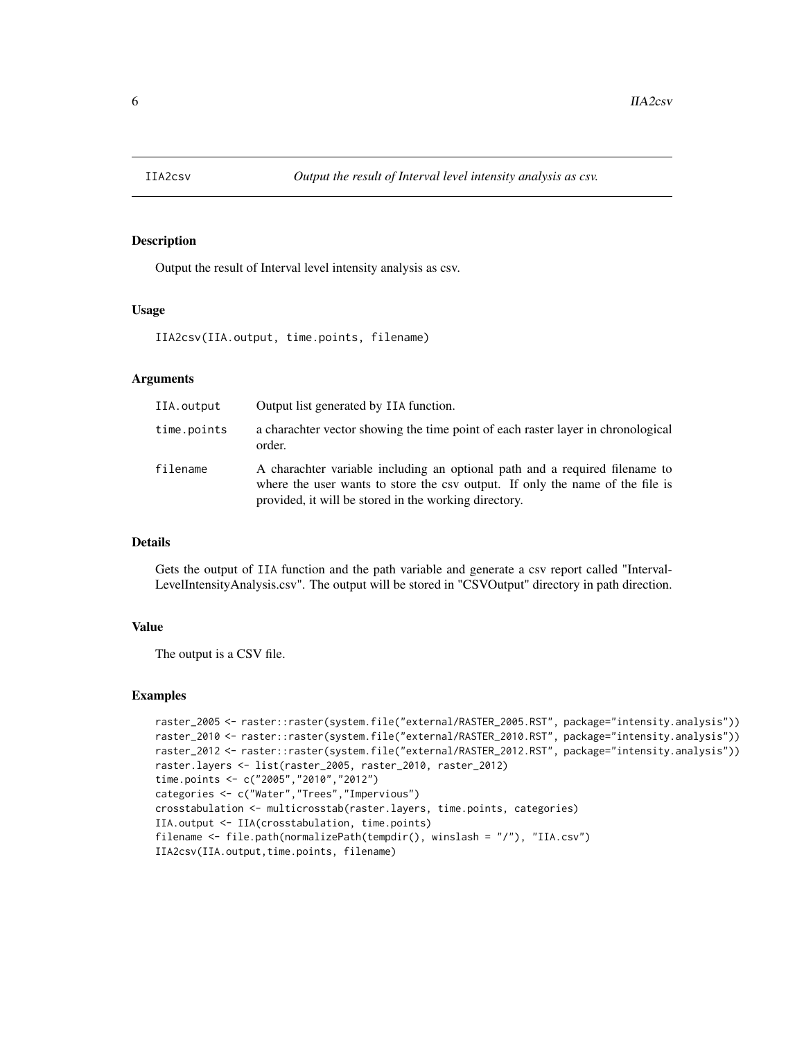# IIA2csv — *Output the result of Interval level intensity analysis as csv.*

## Description

Output the result of Interval level intensity analysis as csv.

## Usage

```
IIA2csv(IIA.output, time.points, filename)
```

## Arguments

| | |
|---|---|
| IIA.output | Output list generated by IIA function. |
| time.points | a charachter vector showing the time point of each raster layer in chronological order. |
| filename | A charachter variable including an optional path and a required filename to where the user wants to store the csv output. If only the name of the file is provided, it will be stored in the working directory. |

## Details

Gets the output of IIA function and the path variable and generate a csv report called "IntervalLevelIntensityAnalysis.csv". The output will be stored in "CSVOutput" directory in path direction.

## Value

The output is a CSV file.

## Examples

```
raster_2005 <- raster::raster(system.file("external/RASTER_2005.RST", package="intensity.analysis"))
raster_2010 <- raster::raster(system.file("external/RASTER_2010.RST", package="intensity.analysis"))
raster_2012 <- raster::raster(system.file("external/RASTER_2012.RST", package="intensity.analysis"))
raster.layers <- list(raster_2005, raster_2010, raster_2012)
time.points <- c("2005","2010","2012")
categories <- c("Water","Trees","Impervious")
crosstabulation <- multicrosstab(raster.layers, time.points, categories)
IIA.output <- IIA(crosstabulation, time.points)
filename <- file.path(normalizePath(tempdir(), winslash = "/"), "IIA.csv")
IIA2csv(IIA.output,time.points, filename)
```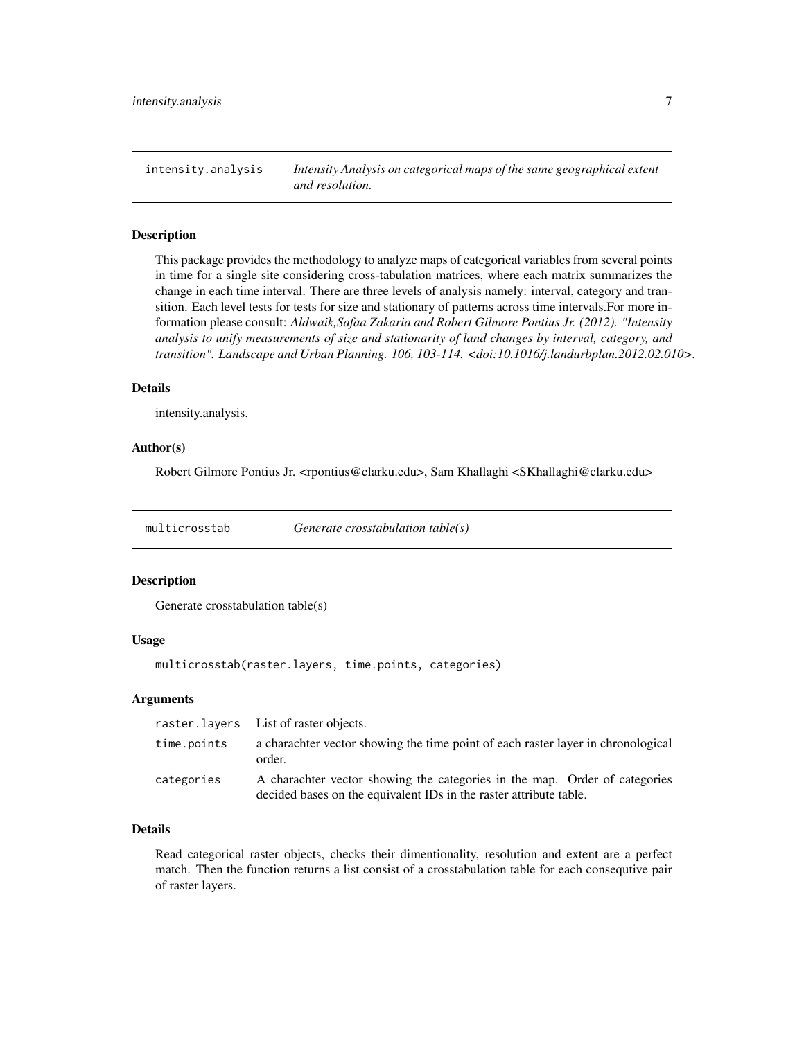## intensity.analysis — *Intensity Analysis on categorical maps of the same geographical extent and resolution.*

### Description

This package provides the methodology to analyze maps of categorical variables from several points in time for a single site considering cross-tabulation matrices, where each matrix summarizes the change in each time interval. There are three levels of analysis namely: interval, category and transition. Each level tests for tests for size and stationary of patterns across time intervals.For more information please consult: *Aldwaik,Safaa Zakaria and Robert Gilmore Pontius Jr. (2012). "Intensity analysis to unify measurements of size and stationarity of land changes by interval, category, and transition". Landscape and Urban Planning. 106, 103-114. <doi:10.1016/j.landurbplan.2012.02.010>*.

### Details

intensity.analysis.

### Author(s)

Robert Gilmore Pontius Jr. <rpontius@clarku.edu>, Sam Khallaghi <SKhallaghi@clarku.edu>

## multicrosstab — *Generate crosstabulation table(s)*

### Description

Generate crosstabulation table(s)

### Usage

```
multicrosstab(raster.layers, time.points, categories)
```

### Arguments

| | |
|---|---|
| raster.layers | List of raster objects. |
| time.points | a charachter vector showing the time point of each raster layer in chronological order. |
| categories | A charachter vector showing the categories in the map. Order of categories decided bases on the equivalent IDs in the raster attribute table. |

### Details

Read categorical raster objects, checks their dimentionality, resolution and extent are a perfect match. Then the function returns a list consist of a crosstabulation table for each consequtive pair of raster layers.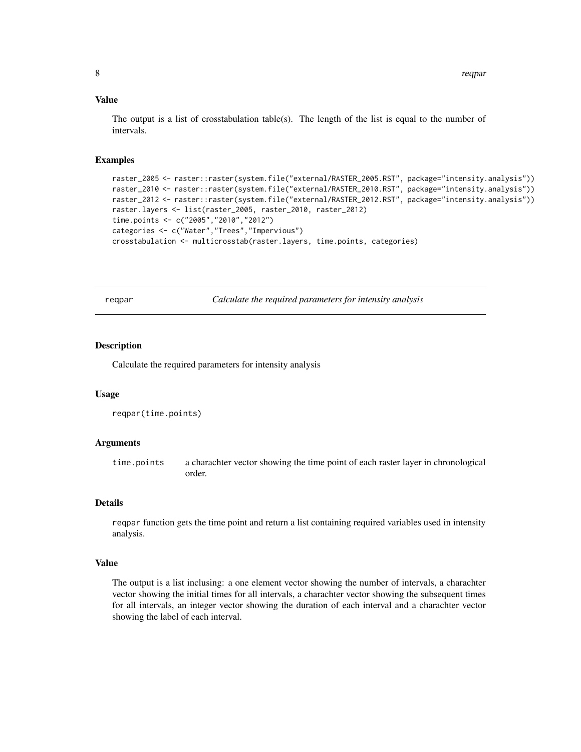### Value

The output is a list of crosstabulation table(s). The length of the list is equal to the number of intervals.

### Examples

```
raster_2005 <- raster::raster(system.file("external/RASTER_2005.RST", package="intensity.analysis"))
raster_2010 <- raster::raster(system.file("external/RASTER_2010.RST", package="intensity.analysis"))
raster_2012 <- raster::raster(system.file("external/RASTER_2012.RST", package="intensity.analysis"))
raster.layers <- list(raster_2005, raster_2010, raster_2012)
time.points <- c("2005","2010","2012")
categories <- c("Water","Trees","Impervious")
crosstabulation <- multicrosstab(raster.layers, time.points, categories)
```

---

## reqpar &emsp; *Calculate the required parameters for intensity analysis*

---

### Description

Calculate the required parameters for intensity analysis

### Usage

```
reqpar(time.points)
```

### Arguments

| | |
|---|---|
| time.points | a charachter vector showing the time point of each raster layer in chronological order. |

### Details

`reqpar` function gets the time point and return a list containing required variables used in intensity analysis.

### Value

The output is a list inclusing: a one element vector showing the number of intervals, a charachter vector showing the initial times for all intervals, a charachter vector showing the subsequent times for all intervals, an integer vector showing the duration of each interval and a charachter vector showing the label of each interval.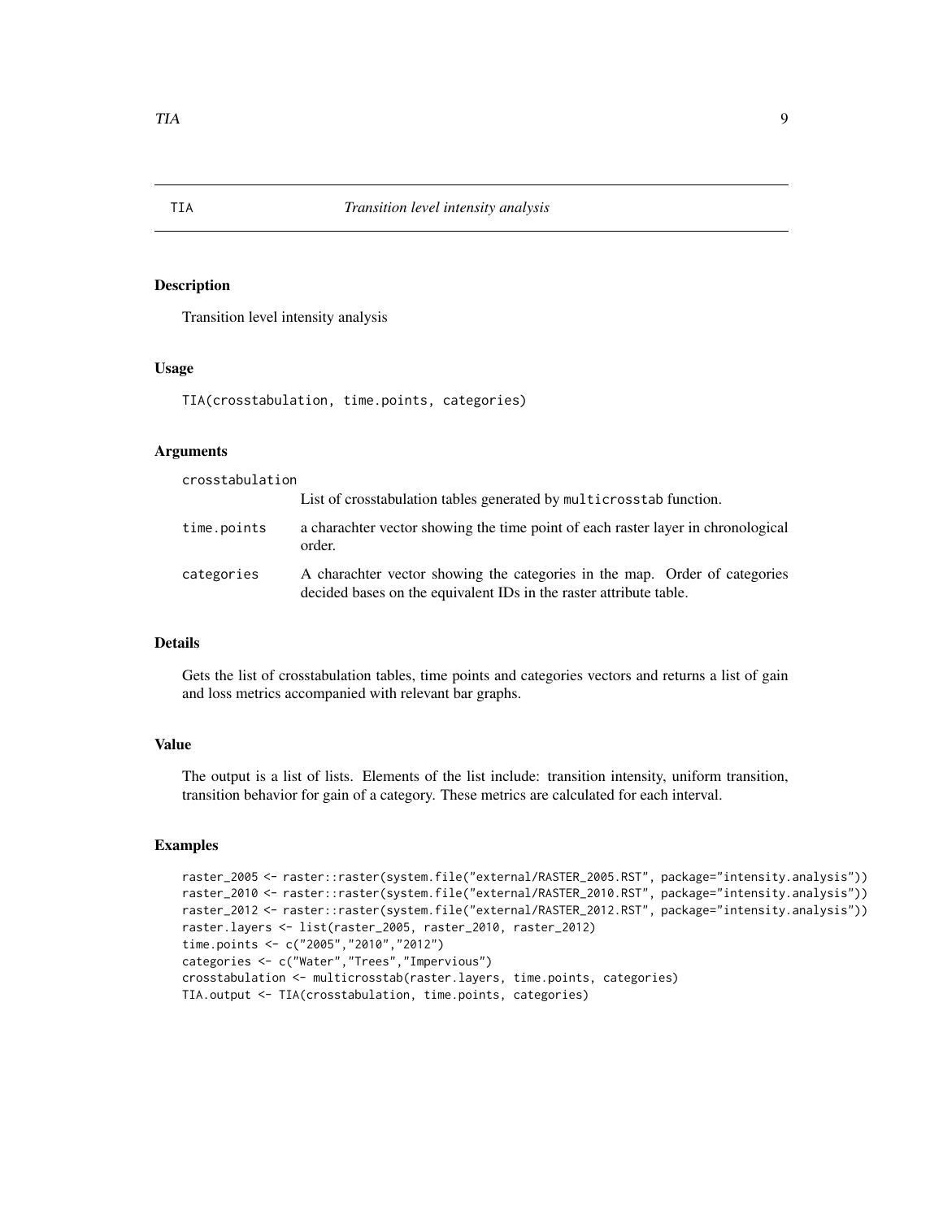# TIA — *Transition level intensity analysis*

## Description

Transition level intensity analysis

## Usage

```
TIA(crosstabulation, time.points, categories)
```

## Arguments

| Argument | Description |
|---|---|
| crosstabulation | List of crosstabulation tables generated by `multicrosstab` function. |
| time.points | a charachter vector showing the time point of each raster layer in chronological order. |
| categories | A charachter vector showing the categories in the map. Order of categories decided bases on the equivalent IDs in the raster attribute table. |

## Details

Gets the list of crosstabulation tables, time points and categories vectors and returns a list of gain and loss metrics accompanied with relevant bar graphs.

## Value

The output is a list of lists. Elements of the list include: transition intensity, uniform transition, transition behavior for gain of a category. These metrics are calculated for each interval.

## Examples

```
raster_2005 <- raster::raster(system.file("external/RASTER_2005.RST", package="intensity.analysis"))
raster_2010 <- raster::raster(system.file("external/RASTER_2010.RST", package="intensity.analysis"))
raster_2012 <- raster::raster(system.file("external/RASTER_2012.RST", package="intensity.analysis"))
raster.layers <- list(raster_2005, raster_2010, raster_2012)
time.points <- c("2005","2010","2012")
categories <- c("Water","Trees","Impervious")
crosstabulation <- multicrosstab(raster.layers, time.points, categories)
TIA.output <- TIA(crosstabulation, time.points, categories)
```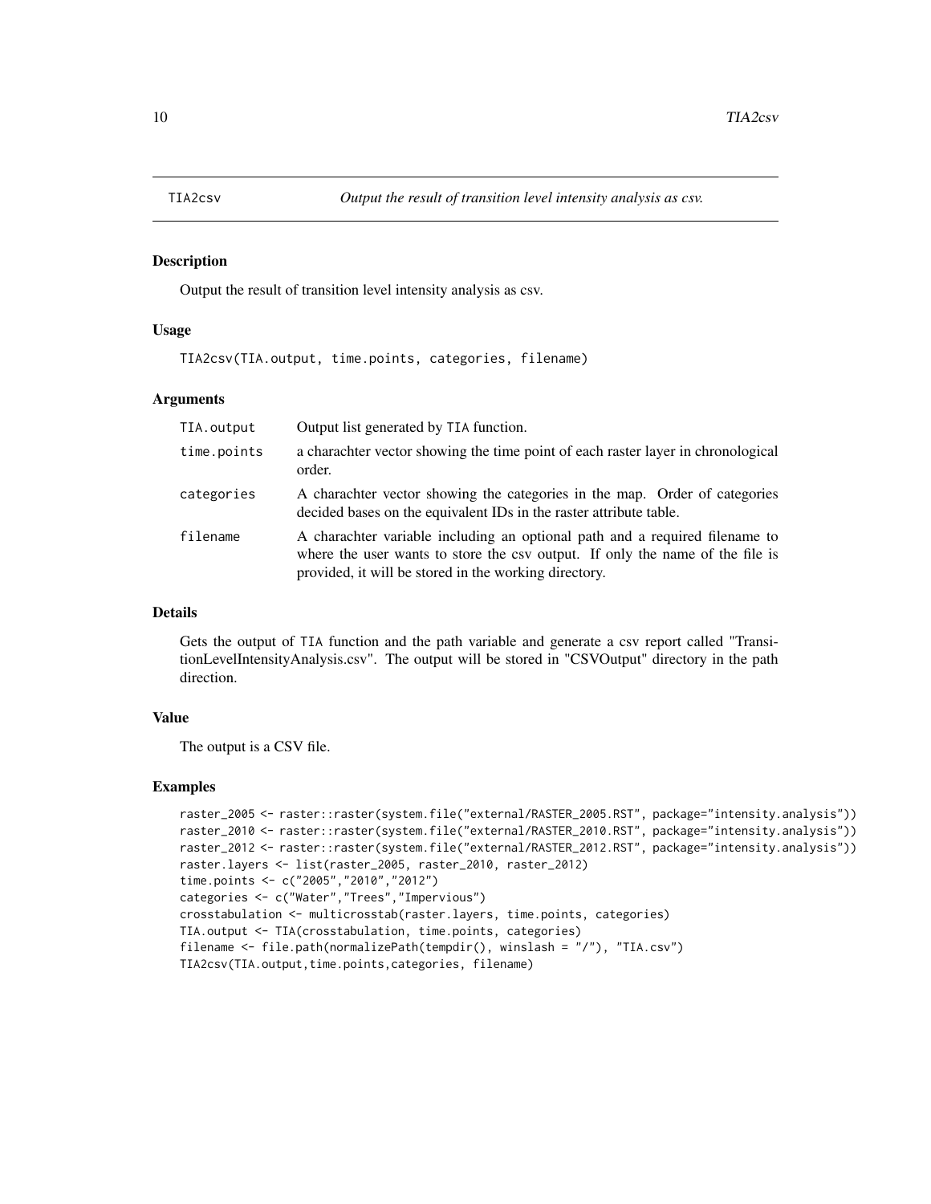# TIA2csv — *Output the result of transition level intensity analysis as csv.*

## Description

Output the result of transition level intensity analysis as csv.

## Usage

```
TIA2csv(TIA.output, time.points, categories, filename)
```

## Arguments

| | |
|---|---|
| TIA.output | Output list generated by TIA function. |
| time.points | a charachter vector showing the time point of each raster layer in chronological order. |
| categories | A charachter vector showing the categories in the map. Order of categories decided bases on the equivalent IDs in the raster attribute table. |
| filename | A charachter variable including an optional path and a required filename to where the user wants to store the csv output. If only the name of the file is provided, it will be stored in the working directory. |

## Details

Gets the output of TIA function and the path variable and generate a csv report called "TransitionLevelIntensityAnalysis.csv". The output will be stored in "CSVOutput" directory in the path direction.

## Value

The output is a CSV file.

## Examples

```
raster_2005 <- raster::raster(system.file("external/RASTER_2005.RST", package="intensity.analysis"))
raster_2010 <- raster::raster(system.file("external/RASTER_2010.RST", package="intensity.analysis"))
raster_2012 <- raster::raster(system.file("external/RASTER_2012.RST", package="intensity.analysis"))
raster.layers <- list(raster_2005, raster_2010, raster_2012)
time.points <- c("2005","2010","2012")
categories <- c("Water","Trees","Impervious")
crosstabulation <- multicrosstab(raster.layers, time.points, categories)
TIA.output <- TIA(crosstabulation, time.points, categories)
filename <- file.path(normalizePath(tempdir(), winslash = "/"), "TIA.csv")
TIA2csv(TIA.output,time.points,categories, filename)
```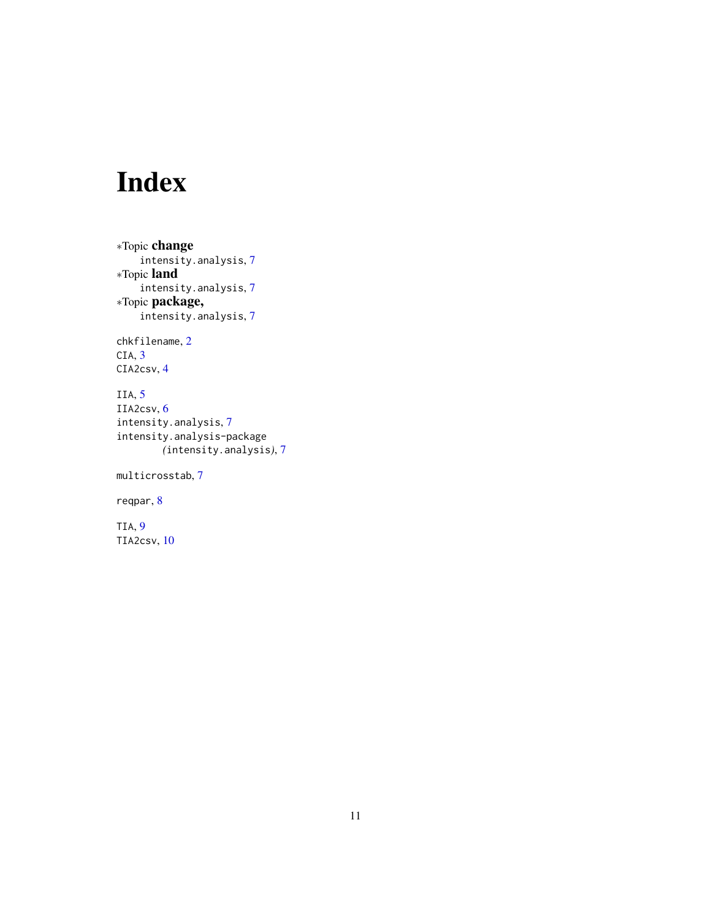# Index

*Topic **change**
    intensity.analysis, 7
*Topic **land**
    intensity.analysis, 7
*Topic **package,**
    intensity.analysis, 7

chkfilename, 2
CIA, 3
CIA2csv, 4

IIA, 5
IIA2csv, 6
intensity.analysis, 7
intensity.analysis-package
        *(*intensity.analysis*)*, 7

multicrosstab, 7

reqpar, 8

TIA, 9
TIA2csv, 10